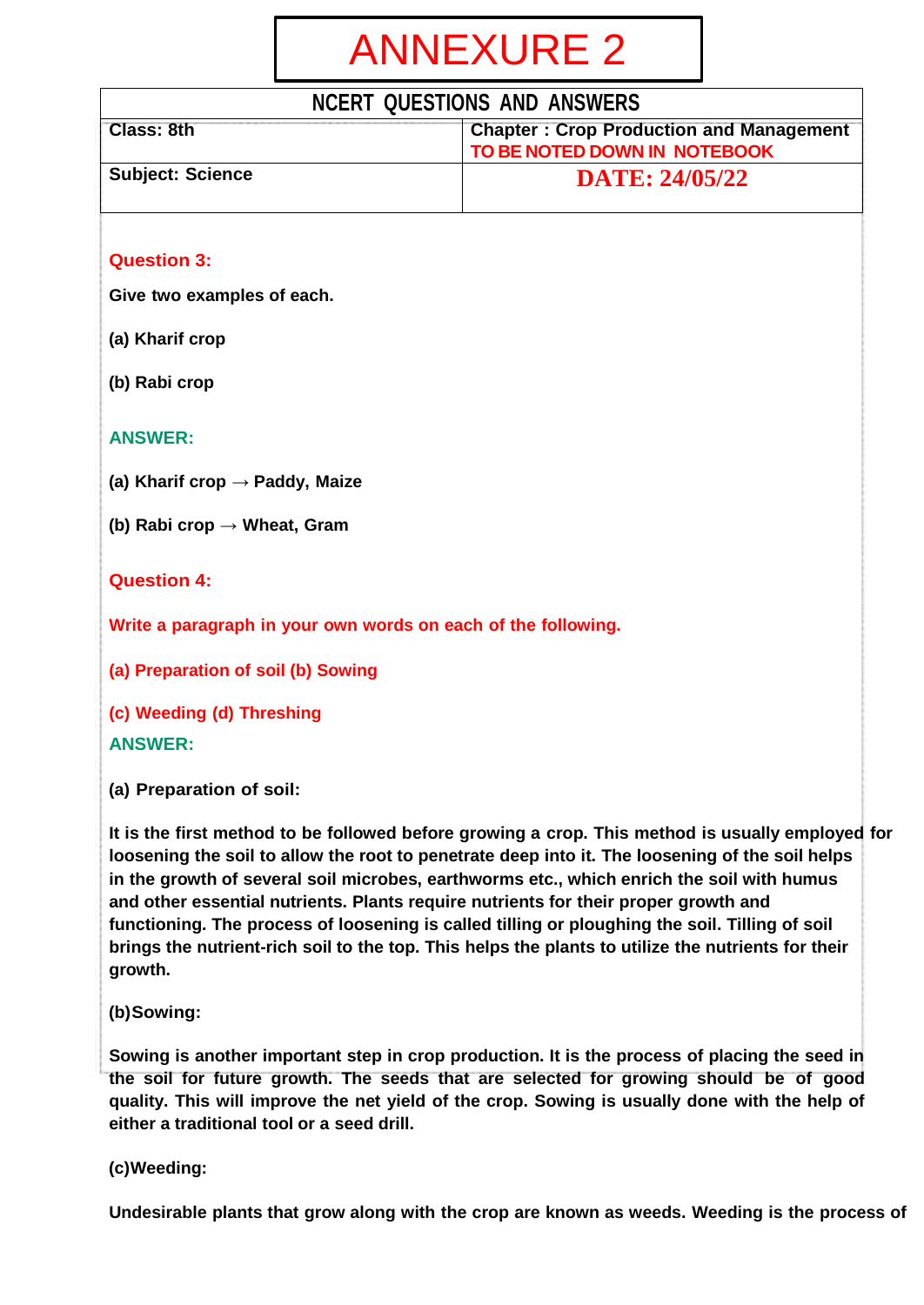# ANNEXURE 2

| NCERT QUESTIONS AND ANSWERS | |
|---|---|
| Class: 8th | Chapter : Crop Production and Management<br>TO BE NOTED DOWN IN NOTEBOOK |
| Subject: Science | DATE: 24/05/22 |

**Question 3:**

**Give two examples of each.**

**(a) Kharif crop**

**(b) Rabi crop**

**ANSWER:**

**(a) Kharif crop → Paddy, Maize**

**(b) Rabi crop → Wheat, Gram**

**Question 4:**

**Write a paragraph in your own words on each of the following.**

**(a) Preparation of soil (b) Sowing**

**(c) Weeding (d) Threshing**

**ANSWER:**

**(a) Preparation of soil:**

**It is the first method to be followed before growing a crop. This method is usually employed for loosening the soil to allow the root to penetrate deep into it. The loosening of the soil helps in the growth of several soil microbes, earthworms etc., which enrich the soil with humus and other essential nutrients. Plants require nutrients for their proper growth and functioning. The process of loosening is called tilling or ploughing the soil. Tilling of soil brings the nutrient-rich soil to the top. This helps the plants to utilize the nutrients for their growth.**

**(b)Sowing:**

**Sowing is another important step in crop production. It is the process of placing the seed in the soil for future growth. The seeds that are selected for growing should be of good quality. This will improve the net yield of the crop. Sowing is usually done with the help of either a traditional tool or a seed drill.**

**(c)Weeding:**

**Undesirable plants that grow along with the crop are known as weeds. Weeding is the process of**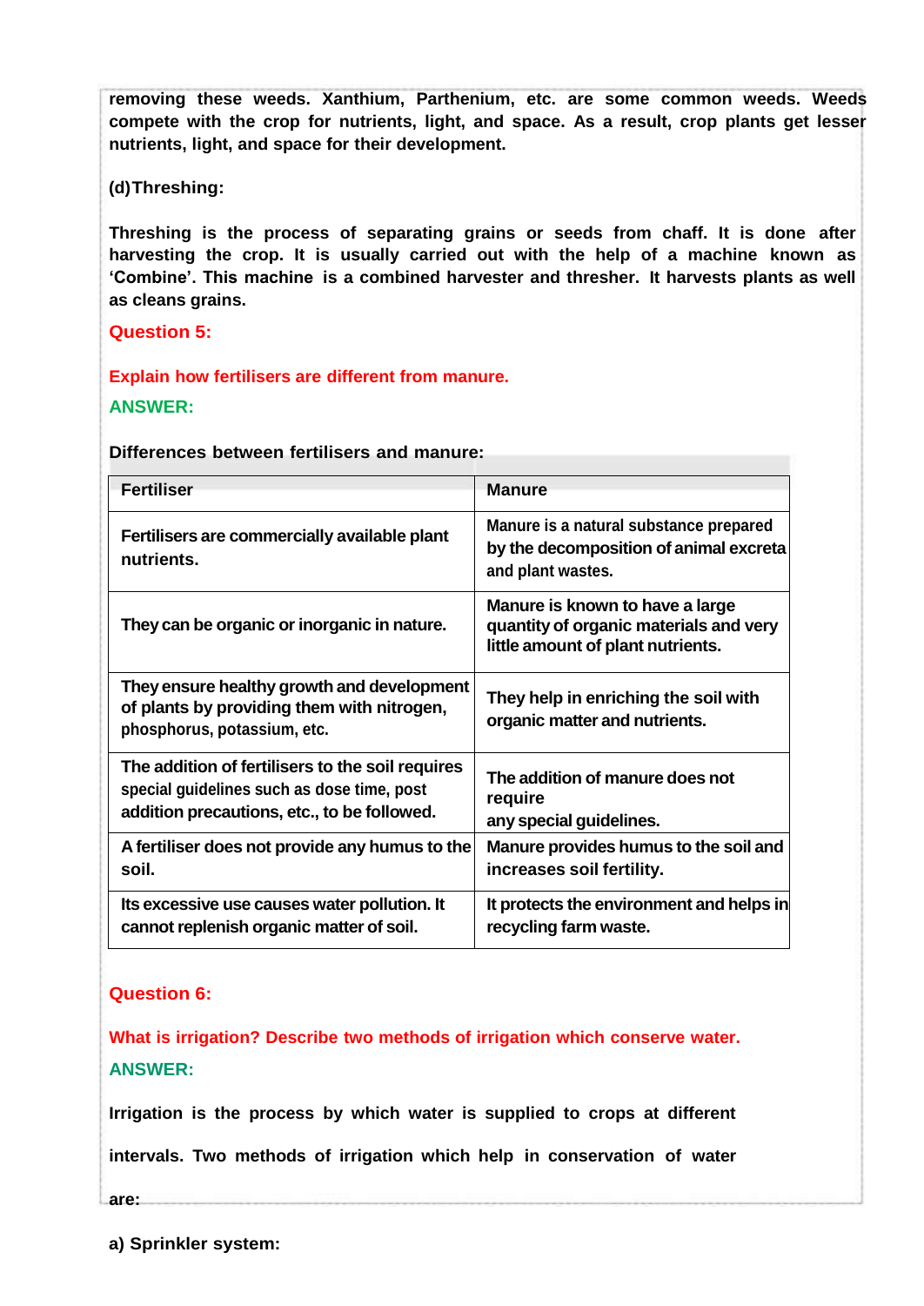**removing these weeds. Xanthium, Parthenium, etc. are some common weeds. Weeds compete with the crop for nutrients, light, and space. As a result, crop plants get lesser nutrients, light, and space for their development.**

**(d) Threshing:**

**Threshing is the process of separating grains or seeds from chaff. It is done after harvesting the crop. It is usually carried out with the help of a machine known as 'Combine'. This machine is a combined harvester and thresher. It harvests plants as well as cleans grains.**

## Question 5:

**Explain how fertilisers are different from manure.**

**ANSWER:**

**Differences between fertilisers and manure:**

| Fertiliser | Manure |
| --- | --- |
| Fertilisers are commercially available plant nutrients. | Manure is a natural substance prepared by the decomposition of animal excreta and plant wastes. |
| They can be organic or inorganic in nature. | Manure is known to have a large quantity of organic materials and very little amount of plant nutrients. |
| They ensure healthy growth and development of plants by providing them with nitrogen, phosphorus, potassium, etc. | They help in enriching the soil with organic matter and nutrients. |
| The addition of fertilisers to the soil requires special guidelines such as dose time, post addition precautions, etc., to be followed. | The addition of manure does not require any special guidelines. |
| A fertiliser does not provide any humus to the soil. | Manure provides humus to the soil and increases soil fertility. |
| Its excessive use causes water pollution. It cannot replenish organic matter of soil. | It protects the environment and helps in recycling farm waste. |

## Question 6:

**What is irrigation? Describe two methods of irrigation which conserve water.**

**ANSWER:**

**Irrigation is the process by which water is supplied to crops at different intervals. Two methods of irrigation which help in conservation of water are:**

**a) Sprinkler system:**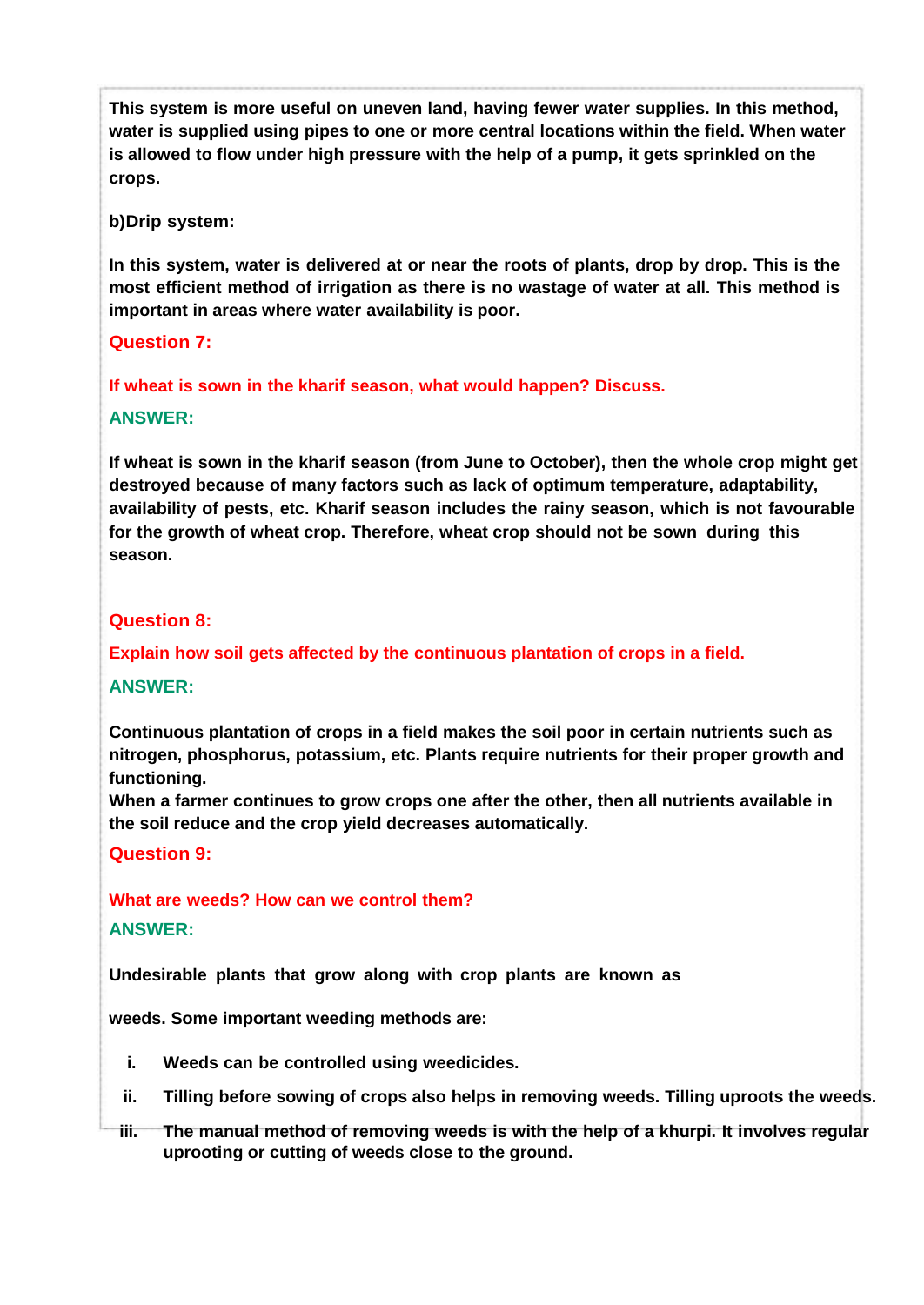This system is more useful on uneven land, having fewer water supplies. In this method, water is supplied using pipes to one or more central locations within the field. When water is allowed to flow under high pressure with the help of a pump, it gets sprinkled on the crops.

b)Drip system:

In this system, water is delivered at or near the roots of plants, drop by drop. This is the most efficient method of irrigation as there is no wastage of water at all. This method is important in areas where water availability is poor.

### Question 7:

**If wheat is sown in the kharif season, what would happen? Discuss.**

**ANSWER:**

If wheat is sown in the kharif season (from June to October), then the whole crop might get destroyed because of many factors such as lack of optimum temperature, adaptability, availability of pests, etc. Kharif season includes the rainy season, which is not favourable for the growth of wheat crop. Therefore, wheat crop should not be sown during this season.

### Question 8:

**Explain how soil gets affected by the continuous plantation of crops in a field.**

**ANSWER:**

Continuous plantation of crops in a field makes the soil poor in certain nutrients such as nitrogen, phosphorus, potassium, etc. Plants require nutrients for their proper growth and functioning.
When a farmer continues to grow crops one after the other, then all nutrients available in the soil reduce and the crop yield decreases automatically.

### Question 9:

**What are weeds? How can we control them?**

**ANSWER:**

Undesirable plants that grow along with crop plants are known as

weeds. Some important weeding methods are:

i. Weeds can be controlled using weedicides.

ii. Tilling before sowing of crops also helps in removing weeds. Tilling uproots the weeds.

iii. The manual method of removing weeds is with the help of a khurpi. It involves regular uprooting or cutting of weeds close to the ground.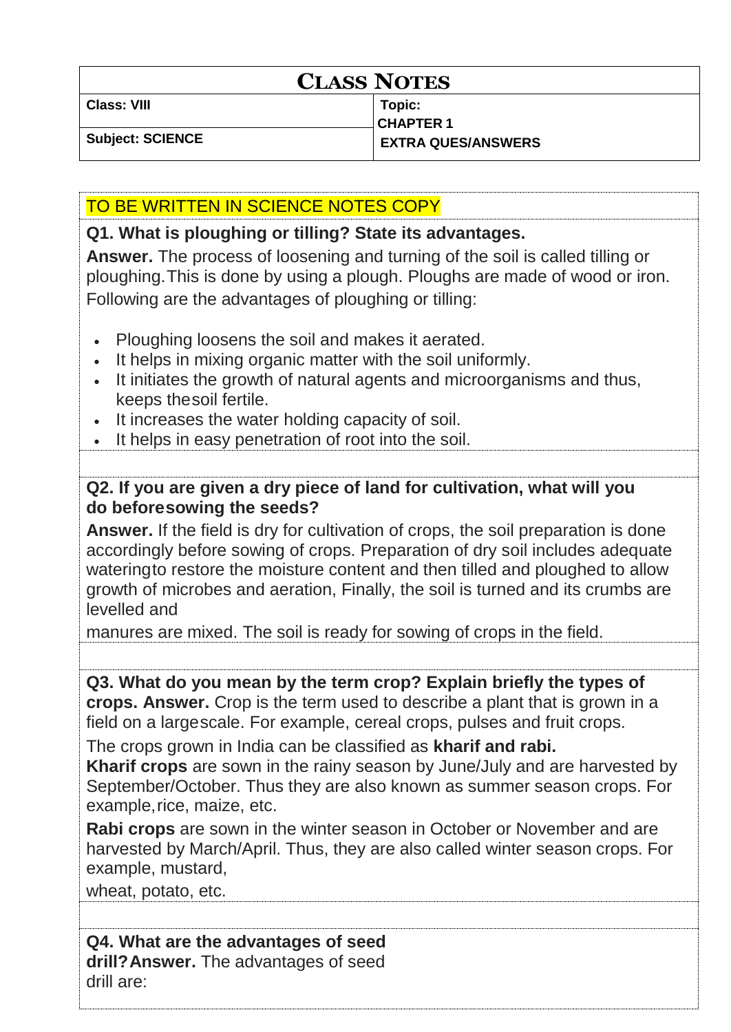# CLASS NOTES

| Class: VIII | Topic: CHAPTER 1 |
| --- | --- |
| Subject: SCIENCE | EXTRA QUES/ANSWERS |

TO BE WRITTEN IN SCIENCE NOTES COPY

**Q1. What is ploughing or tilling? State its advantages.**

**Answer.** The process of loosening and turning of the soil is called tilling or ploughing.This is done by using a plough. Ploughs are made of wood or iron. Following are the advantages of ploughing or tilling:

- Ploughing loosens the soil and makes it aerated.
- It helps in mixing organic matter with the soil uniformly.
- It initiates the growth of natural agents and microorganisms and thus, keeps thesoil fertile.
- It increases the water holding capacity of soil.
- It helps in easy penetration of root into the soil.

**Q2. If you are given a dry piece of land for cultivation, what will you do beforesowing the seeds?**

**Answer.** If the field is dry for cultivation of crops, the soil preparation is done accordingly before sowing of crops. Preparation of dry soil includes adequate wateringto restore the moisture content and then tilled and ploughed to allow growth of microbes and aeration, Finally, the soil is turned and its crumbs are levelled and manures are mixed. The soil is ready for sowing of crops in the field.

**Q3. What do you mean by the term crop? Explain briefly the types of crops. Answer.** Crop is the term used to describe a plant that is grown in a field on a largescale. For example, cereal crops, pulses and fruit crops.

The crops grown in India can be classified as **kharif and rabi.**

**Kharif crops** are sown in the rainy season by June/July and are harvested by September/October. Thus they are also known as summer season crops. For example,rice, maize, etc.

**Rabi crops** are sown in the winter season in October or November and are harvested by March/April. Thus, they are also called winter season crops. For example, mustard, wheat, potato, etc.

**Q4. What are the advantages of seed drill?Answer.** The advantages of seed drill are: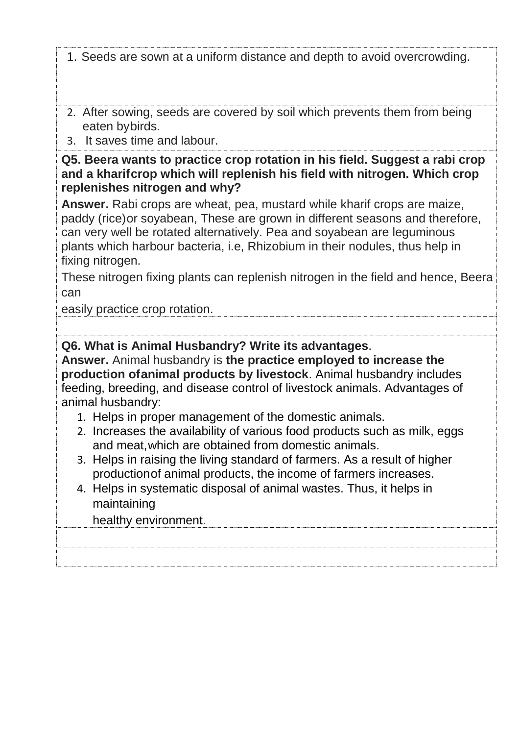1. Seeds are sown at a uniform distance and depth to avoid overcrowding.

2. After sowing, seeds are covered by soil which prevents them from being eaten bybirds.
3. It saves time and labour.

**Q5. Beera wants to practice crop rotation in his field. Suggest a rabi crop and a kharifcrop which will replenish his field with nitrogen. Which crop replenishes nitrogen and why?**

**Answer.** Rabi crops are wheat, pea, mustard while kharif crops are maize, paddy (rice)or soyabean, These are grown in different seasons and therefore, can very well be rotated alternatively. Pea and soyabean are leguminous plants which harbour bacteria, i.e, Rhizobium in their nodules, thus help in fixing nitrogen.

These nitrogen fixing plants can replenish nitrogen in the field and hence, Beera can easily practice crop rotation.

**Q6. What is Animal Husbandry? Write its advantages**.

**Answer.** Animal husbandry is **the practice employed to increase the production ofanimal products by livestock**. Animal husbandry includes feeding, breeding, and disease control of livestock animals. Advantages of animal husbandry:

1. Helps in proper management of the domestic animals.
2. Increases the availability of various food products such as milk, eggs and meat,which are obtained from domestic animals.
3. Helps in raising the living standard of farmers. As a result of higher productionof animal products, the income of farmers increases.
4. Helps in systematic disposal of animal wastes. Thus, it helps in maintaining healthy environment.